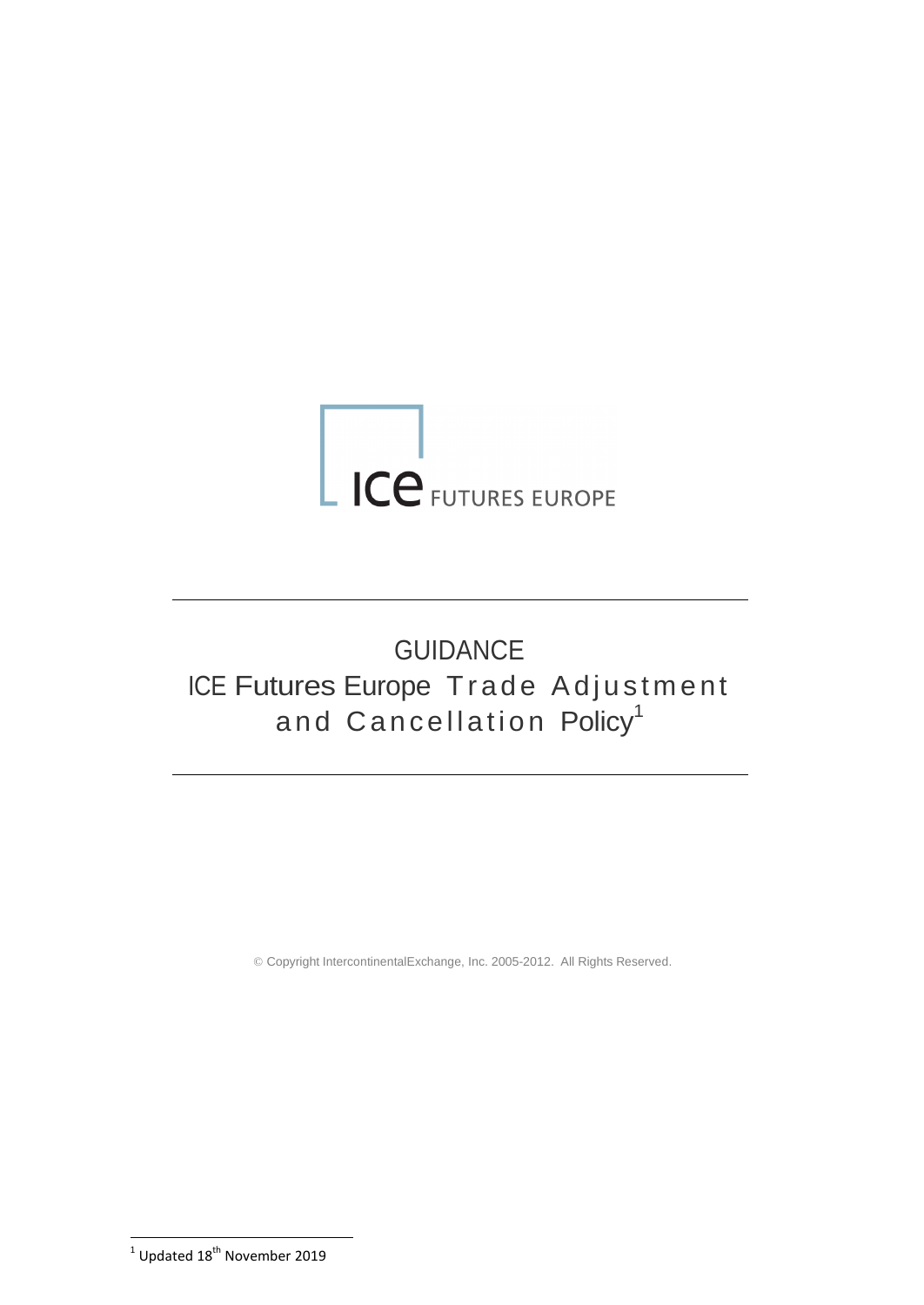ICE FUTURES EUROPE

# GUIDANCE

# ICE Futures Europe Trade Adjustment and Cancellation Policy[1]

© Copyright IntercontinentalExchange, Inc. 2005-2012. All Rights Reserved.

[1] Updated 18th November 2019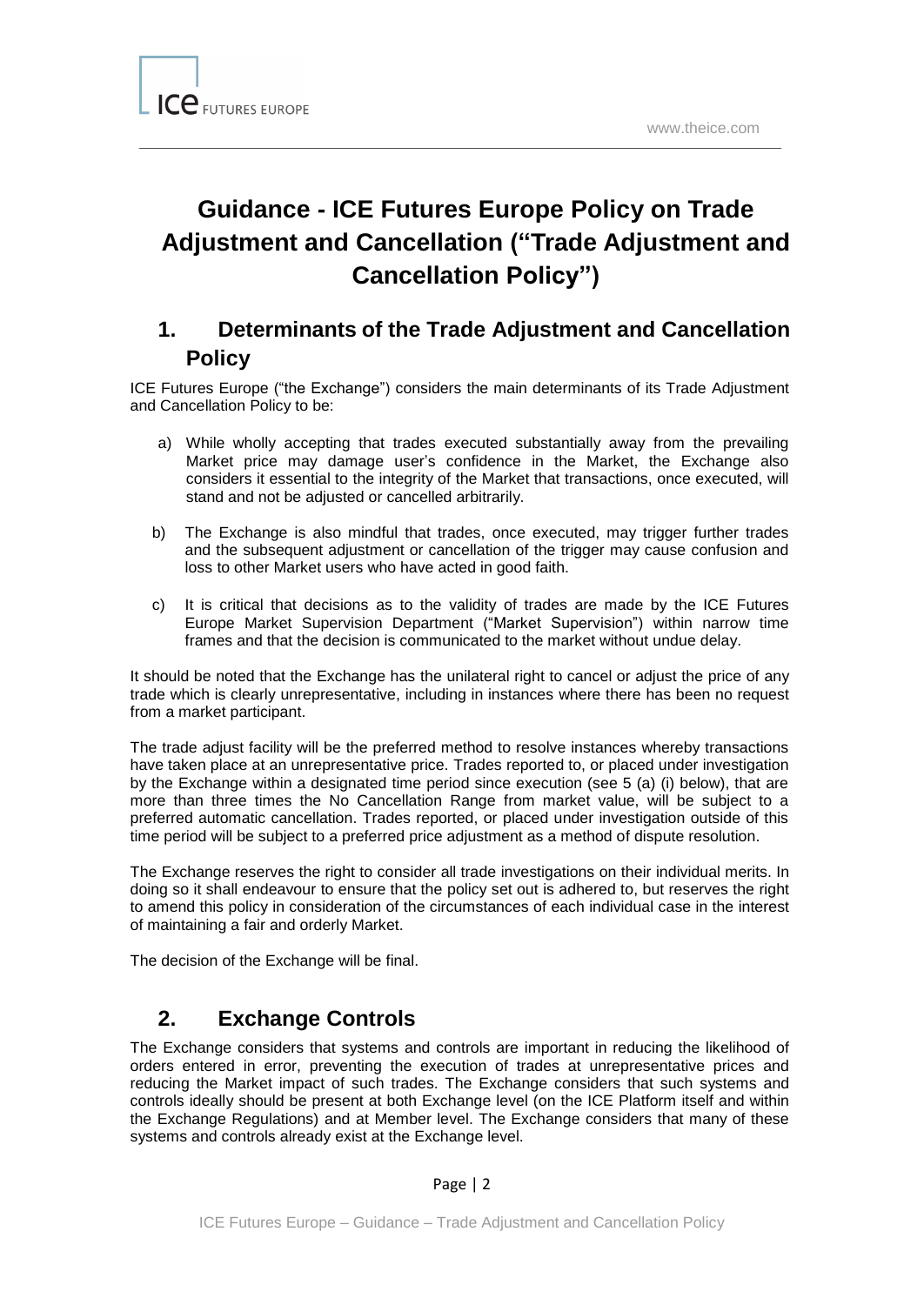# Guidance - ICE Futures Europe Policy on Trade Adjustment and Cancellation ("Trade Adjustment and Cancellation Policy")

## 1. Determinants of the Trade Adjustment and Cancellation Policy

ICE Futures Europe ("the Exchange") considers the main determinants of its Trade Adjustment and Cancellation Policy to be:

a) While wholly accepting that trades executed substantially away from the prevailing Market price may damage user's confidence in the Market, the Exchange also considers it essential to the integrity of the Market that transactions, once executed, will stand and not be adjusted or cancelled arbitrarily.

b) The Exchange is also mindful that trades, once executed, may trigger further trades and the subsequent adjustment or cancellation of the trigger may cause confusion and loss to other Market users who have acted in good faith.

c) It is critical that decisions as to the validity of trades are made by the ICE Futures Europe Market Supervision Department ("Market Supervision") within narrow time frames and that the decision is communicated to the market without undue delay.

It should be noted that the Exchange has the unilateral right to cancel or adjust the price of any trade which is clearly unrepresentative, including in instances where there has been no request from a market participant.

The trade adjust facility will be the preferred method to resolve instances whereby transactions have taken place at an unrepresentative price. Trades reported to, or placed under investigation by the Exchange within a designated time period since execution (see 5 (a) (i) below), that are more than three times the No Cancellation Range from market value, will be subject to a preferred automatic cancellation. Trades reported, or placed under investigation outside of this time period will be subject to a preferred price adjustment as a method of dispute resolution.

The Exchange reserves the right to consider all trade investigations on their individual merits. In doing so it shall endeavour to ensure that the policy set out is adhered to, but reserves the right to amend this policy in consideration of the circumstances of each individual case in the interest of maintaining a fair and orderly Market.

The decision of the Exchange will be final.

## 2. Exchange Controls

The Exchange considers that systems and controls are important in reducing the likelihood of orders entered in error, preventing the execution of trades at unrepresentative prices and reducing the Market impact of such trades. The Exchange considers that such systems and controls ideally should be present at both Exchange level (on the ICE Platform itself and within the Exchange Regulations) and at Member level. The Exchange considers that many of these systems and controls already exist at the Exchange level.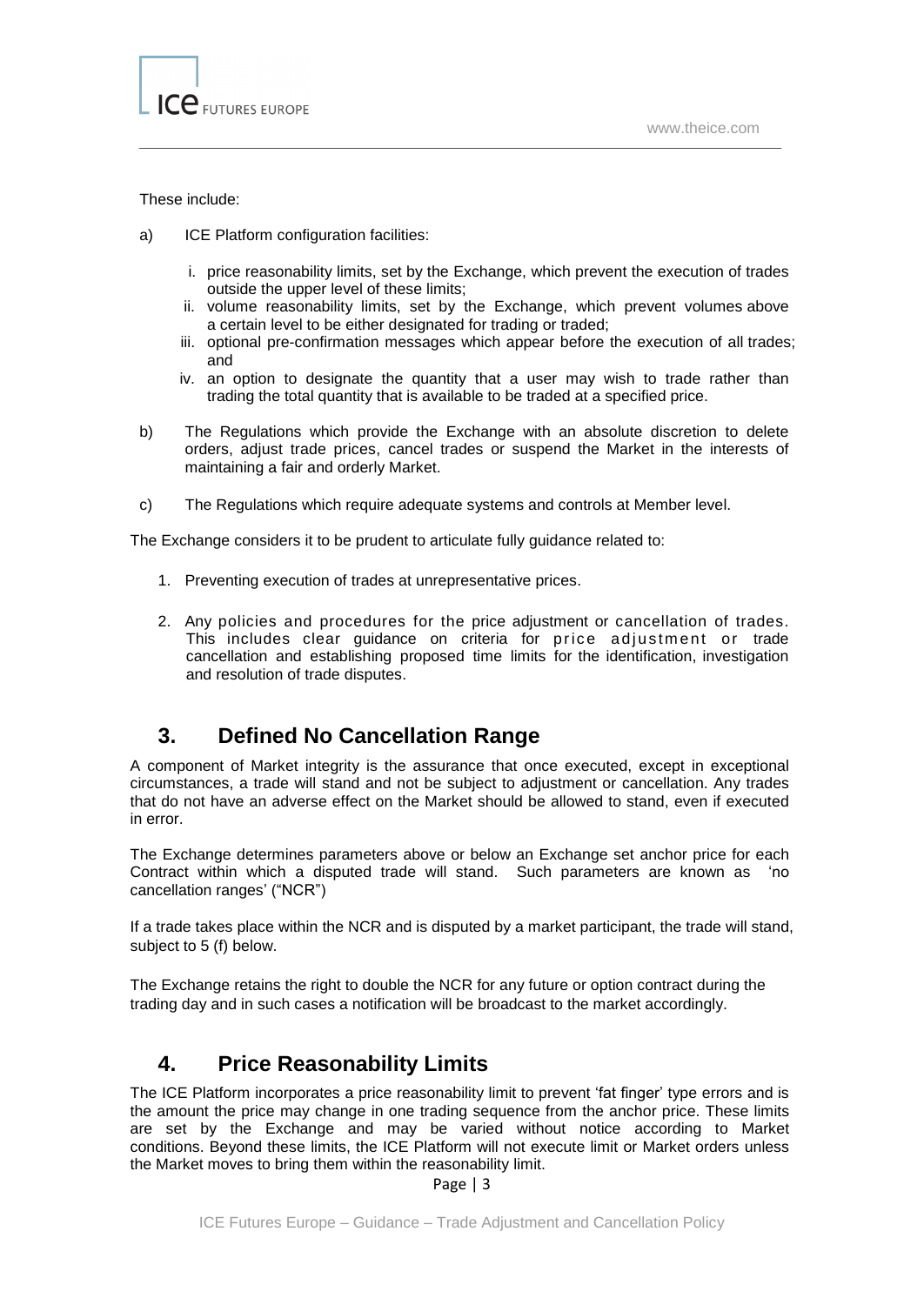These include:

a) ICE Platform configuration facilities:

   i. price reasonability limits, set by the Exchange, which prevent the execution of trades outside the upper level of these limits;
   ii. volume reasonability limits, set by the Exchange, which prevent volumes above a certain level to be either designated for trading or traded;
   iii. optional pre-confirmation messages which appear before the execution of all trades; and
   iv. an option to designate the quantity that a user may wish to trade rather than trading the total quantity that is available to be traded at a specified price.

b) The Regulations which provide the Exchange with an absolute discretion to delete orders, adjust trade prices, cancel trades or suspend the Market in the interests of maintaining a fair and orderly Market.

c) The Regulations which require adequate systems and controls at Member level.

The Exchange considers it to be prudent to articulate fully guidance related to:

1. Preventing execution of trades at unrepresentative prices.

2. Any policies and procedures for the price adjustment or cancellation of trades. This includes clear guidance on criteria for price adjustment or trade cancellation and establishing proposed time limits for the identification, investigation and resolution of trade disputes.

## 3. Defined No Cancellation Range

A component of Market integrity is the assurance that once executed, except in exceptional circumstances, a trade will stand and not be subject to adjustment or cancellation. Any trades that do not have an adverse effect on the Market should be allowed to stand, even if executed in error.

The Exchange determines parameters above or below an Exchange set anchor price for each Contract within which a disputed trade will stand. Such parameters are known as 'no cancellation ranges' ("NCR")

If a trade takes place within the NCR and is disputed by a market participant, the trade will stand, subject to 5 (f) below.

The Exchange retains the right to double the NCR for any future or option contract during the trading day and in such cases a notification will be broadcast to the market accordingly.

## 4. Price Reasonability Limits

The ICE Platform incorporates a price reasonability limit to prevent 'fat finger' type errors and is the amount the price may change in one trading sequence from the anchor price. These limits are set by the Exchange and may be varied without notice according to Market conditions. Beyond these limits, the ICE Platform will not execute limit or Market orders unless the Market moves to bring them within the reasonability limit.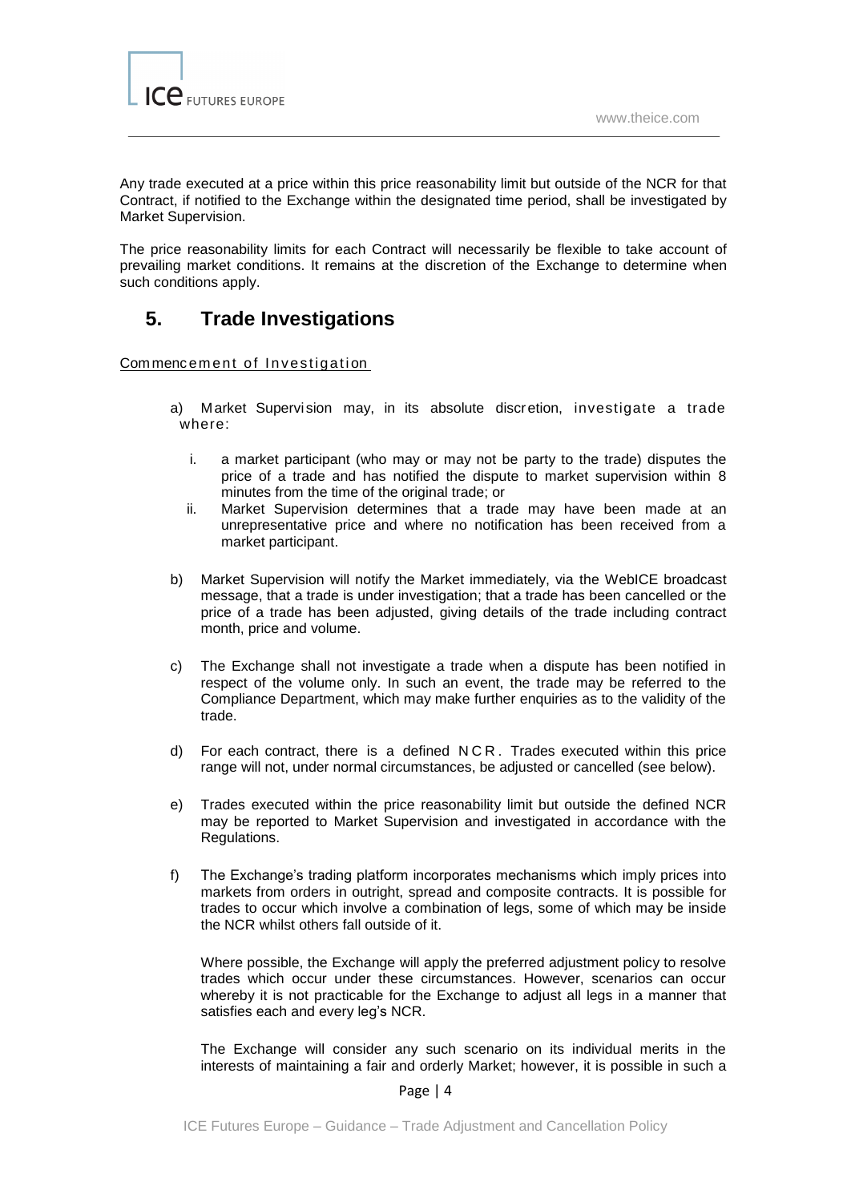Any trade executed at a price within this price reasonability limit but outside of the NCR for that Contract, if notified to the Exchange within the designated time period, shall be investigated by Market Supervision.

The price reasonability limits for each Contract will necessarily be flexible to take account of prevailing market conditions. It remains at the discretion of the Exchange to determine when such conditions apply.

## 5. Trade Investigations

Commencement of Investigation

a) Market Supervision may, in its absolute discretion, investigate a trade where:

   i. a market participant (who may or may not be party to the trade) disputes the price of a trade and has notified the dispute to market supervision within 8 minutes from the time of the original trade; or
   
   ii. Market Supervision determines that a trade may have been made at an unrepresentative price and where no notification has been received from a market participant.

b) Market Supervision will notify the Market immediately, via the WebICE broadcast message, that a trade is under investigation; that a trade has been cancelled or the price of a trade has been adjusted, giving details of the trade including contract month, price and volume.

c) The Exchange shall not investigate a trade when a dispute has been notified in respect of the volume only. In such an event, the trade may be referred to the Compliance Department, which may make further enquiries as to the validity of the trade.

d) For each contract, there is a defined NCR. Trades executed within this price range will not, under normal circumstances, be adjusted or cancelled (see below).

e) Trades executed within the price reasonability limit but outside the defined NCR may be reported to Market Supervision and investigated in accordance with the Regulations.

f) The Exchange's trading platform incorporates mechanisms which imply prices into markets from orders in outright, spread and composite contracts. It is possible for trades to occur which involve a combination of legs, some of which may be inside the NCR whilst others fall outside of it.

   Where possible, the Exchange will apply the preferred adjustment policy to resolve trades which occur under these circumstances. However, scenarios can occur whereby it is not practicable for the Exchange to adjust all legs in a manner that satisfies each and every leg's NCR.

   The Exchange will consider any such scenario on its individual merits in the interests of maintaining a fair and orderly Market; however, it is possible in such a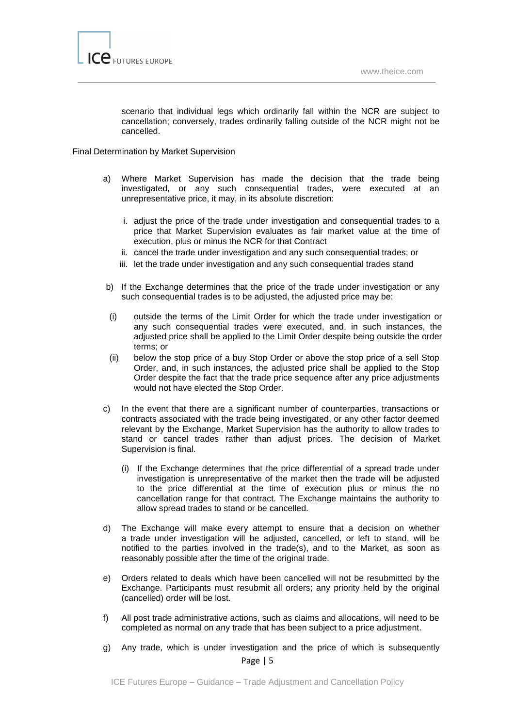scenario that individual legs which ordinarily fall within the NCR are subject to cancellation; conversely, trades ordinarily falling outside of the NCR might not be cancelled.

Final Determination by Market Supervision

a) Where Market Supervision has made the decision that the trade being investigated, or any such consequential trades, were executed at an unrepresentative price, it may, in its absolute discretion:

   i. adjust the price of the trade under investigation and consequential trades to a price that Market Supervision evaluates as fair market value at the time of execution, plus or minus the NCR for that Contract
   ii. cancel the trade under investigation and any such consequential trades; or
   iii. let the trade under investigation and any such consequential trades stand

b) If the Exchange determines that the price of the trade under investigation or any such consequential trades is to be adjusted, the adjusted price may be:

   (i) outside the terms of the Limit Order for which the trade under investigation or any such consequential trades were executed, and, in such instances, the adjusted price shall be applied to the Limit Order despite being outside the order terms; or
   (ii) below the stop price of a buy Stop Order or above the stop price of a sell Stop Order, and, in such instances, the adjusted price shall be applied to the Stop Order despite the fact that the trade price sequence after any price adjustments would not have elected the Stop Order.

c) In the event that there are a significant number of counterparties, transactions or contracts associated with the trade being investigated, or any other factor deemed relevant by the Exchange, Market Supervision has the authority to allow trades to stand or cancel trades rather than adjust prices. The decision of Market Supervision is final.

   (i) If the Exchange determines that the price differential of a spread trade under investigation is unrepresentative of the market then the trade will be adjusted to the price differential at the time of execution plus or minus the no cancellation range for that contract. The Exchange maintains the authority to allow spread trades to stand or be cancelled.

d) The Exchange will make every attempt to ensure that a decision on whether a trade under investigation will be adjusted, cancelled, or left to stand, will be notified to the parties involved in the trade(s), and to the Market, as soon as reasonably possible after the time of the original trade.

e) Orders related to deals which have been cancelled will not be resubmitted by the Exchange. Participants must resubmit all orders; any priority held by the original (cancelled) order will be lost.

f) All post trade administrative actions, such as claims and allocations, will need to be completed as normal on any trade that has been subject to a price adjustment.

g) Any trade, which is under investigation and the price of which is subsequently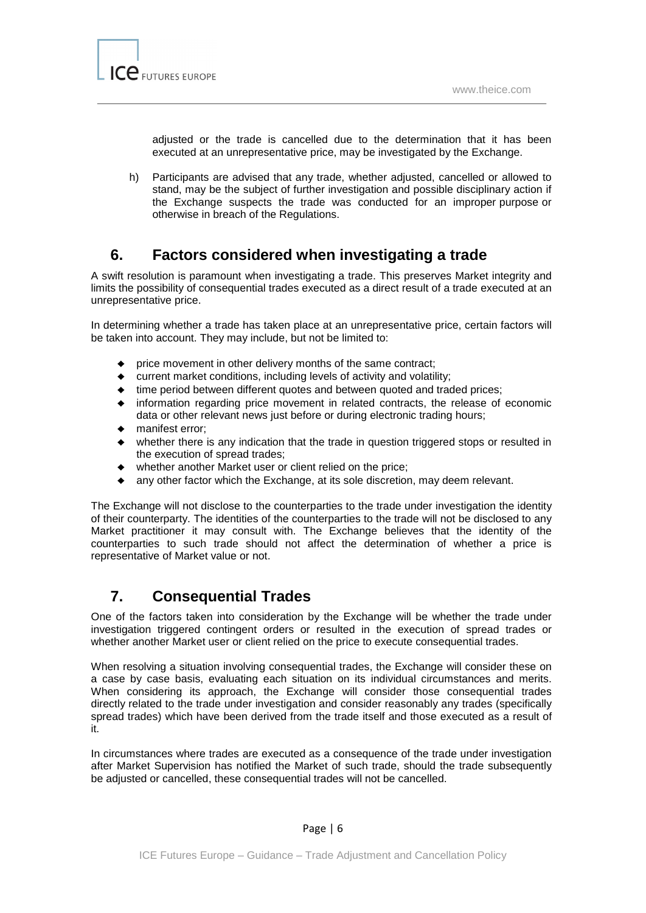adjusted or the trade is cancelled due to the determination that it has been executed at an unrepresentative price, may be investigated by the Exchange.

h) Participants are advised that any trade, whether adjusted, cancelled or allowed to stand, may be the subject of further investigation and possible disciplinary action if the Exchange suspects the trade was conducted for an improper purpose or otherwise in breach of the Regulations.

## 6. Factors considered when investigating a trade

A swift resolution is paramount when investigating a trade. This preserves Market integrity and limits the possibility of consequential trades executed as a direct result of a trade executed at an unrepresentative price.

In determining whether a trade has taken place at an unrepresentative price, certain factors will be taken into account. They may include, but not be limited to:

- price movement in other delivery months of the same contract;
- current market conditions, including levels of activity and volatility;
- time period between different quotes and between quoted and traded prices;
- information regarding price movement in related contracts, the release of economic data or other relevant news just before or during electronic trading hours;
- manifest error;
- whether there is any indication that the trade in question triggered stops or resulted in the execution of spread trades;
- whether another Market user or client relied on the price;
- any other factor which the Exchange, at its sole discretion, may deem relevant.

The Exchange will not disclose to the counterparties to the trade under investigation the identity of their counterparty. The identities of the counterparties to the trade will not be disclosed to any Market practitioner it may consult with. The Exchange believes that the identity of the counterparties to such trade should not affect the determination of whether a price is representative of Market value or not.

## 7. Consequential Trades

One of the factors taken into consideration by the Exchange will be whether the trade under investigation triggered contingent orders or resulted in the execution of spread trades or whether another Market user or client relied on the price to execute consequential trades.

When resolving a situation involving consequential trades, the Exchange will consider these on a case by case basis, evaluating each situation on its individual circumstances and merits. When considering its approach, the Exchange will consider those consequential trades directly related to the trade under investigation and consider reasonably any trades (specifically spread trades) which have been derived from the trade itself and those executed as a result of it.

In circumstances where trades are executed as a consequence of the trade under investigation after Market Supervision has notified the Market of such trade, should the trade subsequently be adjusted or cancelled, these consequential trades will not be cancelled.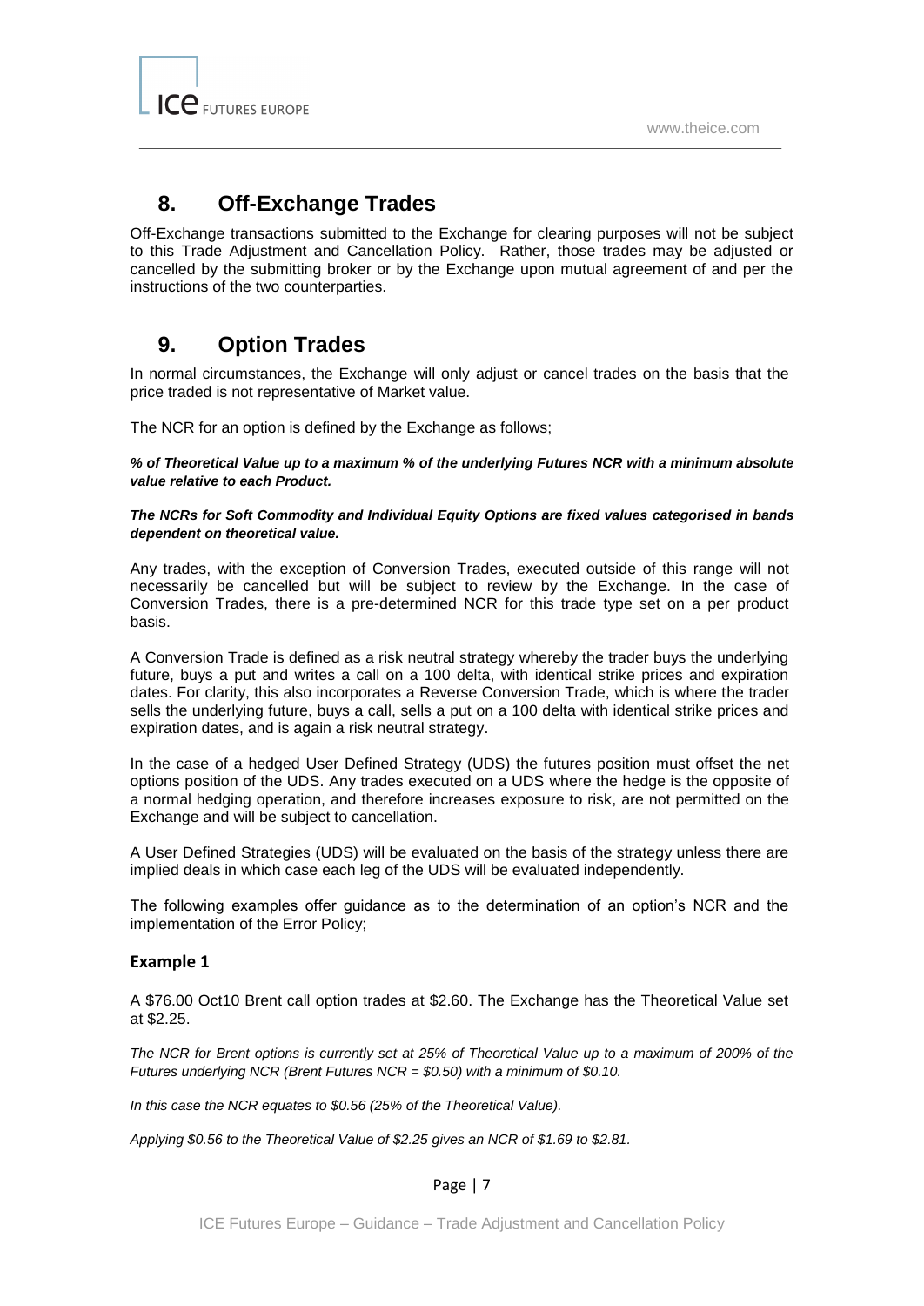## 8. Off-Exchange Trades

Off-Exchange transactions submitted to the Exchange for clearing purposes will not be subject to this Trade Adjustment and Cancellation Policy. Rather, those trades may be adjusted or cancelled by the submitting broker or by the Exchange upon mutual agreement of and per the instructions of the two counterparties.

## 9. Option Trades

In normal circumstances, the Exchange will only adjust or cancel trades on the basis that the price traded is not representative of Market value.

The NCR for an option is defined by the Exchange as follows;

***% of Theoretical Value up to a maximum % of the underlying Futures NCR with a minimum absolute value relative to each Product.***

***The NCRs for Soft Commodity and Individual Equity Options are fixed values categorised in bands dependent on theoretical value.***

Any trades, with the exception of Conversion Trades, executed outside of this range will not necessarily be cancelled but will be subject to review by the Exchange. In the case of Conversion Trades, there is a pre-determined NCR for this trade type set on a per product basis.

A Conversion Trade is defined as a risk neutral strategy whereby the trader buys the underlying future, buys a put and writes a call on a 100 delta, with identical strike prices and expiration dates. For clarity, this also incorporates a Reverse Conversion Trade, which is where the trader sells the underlying future, buys a call, sells a put on a 100 delta with identical strike prices and expiration dates, and is again a risk neutral strategy.

In the case of a hedged User Defined Strategy (UDS) the futures position must offset the net options position of the UDS. Any trades executed on a UDS where the hedge is the opposite of a normal hedging operation, and therefore increases exposure to risk, are not permitted on the Exchange and will be subject to cancellation.

A User Defined Strategies (UDS) will be evaluated on the basis of the strategy unless there are implied deals in which case each leg of the UDS will be evaluated independently.

The following examples offer guidance as to the determination of an option's NCR and the implementation of the Error Policy;

### Example 1

A $76.00 Oct10 Brent call option trades at $2.60. The Exchange has the Theoretical Value set at $2.25.

*The NCR for Brent options is currently set at 25% of Theoretical Value up to a maximum of 200% of the Futures underlying NCR (Brent Futures NCR = $0.50) with a minimum of $0.10.*

*In this case the NCR equates to $0.56 (25% of the Theoretical Value).*

*Applying $0.56 to the Theoretical Value of $2.25 gives an NCR of $1.69 to $2.81.*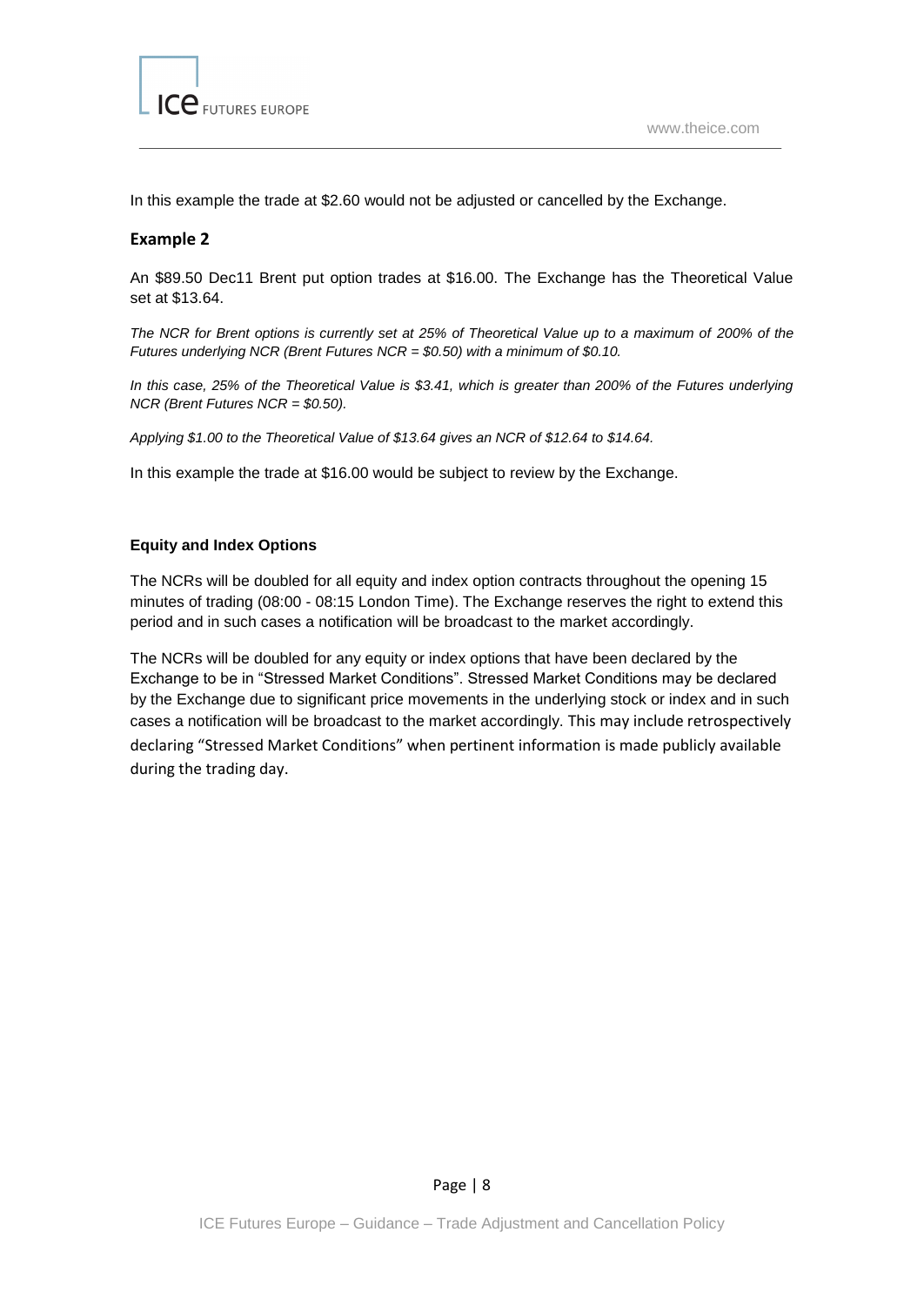In this example the trade at $2.60 would not be adjusted or cancelled by the Exchange.

## Example 2

An $89.50 Dec11 Brent put option trades at $16.00. The Exchange has the Theoretical Value set at $13.64.

*The NCR for Brent options is currently set at 25% of Theoretical Value up to a maximum of 200% of the Futures underlying NCR (Brent Futures NCR = $0.50) with a minimum of $0.10.*

*In this case, 25% of the Theoretical Value is $3.41, which is greater than 200% of the Futures underlying NCR (Brent Futures NCR = $0.50).*

*Applying $1.00 to the Theoretical Value of $13.64 gives an NCR of $12.64 to $14.64.*

In this example the trade at $16.00 would be subject to review by the Exchange.

### Equity and Index Options

The NCRs will be doubled for all equity and index option contracts throughout the opening 15 minutes of trading (08:00 - 08:15 London Time). The Exchange reserves the right to extend this period and in such cases a notification will be broadcast to the market accordingly.

The NCRs will be doubled for any equity or index options that have been declared by the Exchange to be in "Stressed Market Conditions". Stressed Market Conditions may be declared by the Exchange due to significant price movements in the underlying stock or index and in such cases a notification will be broadcast to the market accordingly. This may include retrospectively declaring "Stressed Market Conditions" when pertinent information is made publicly available during the trading day.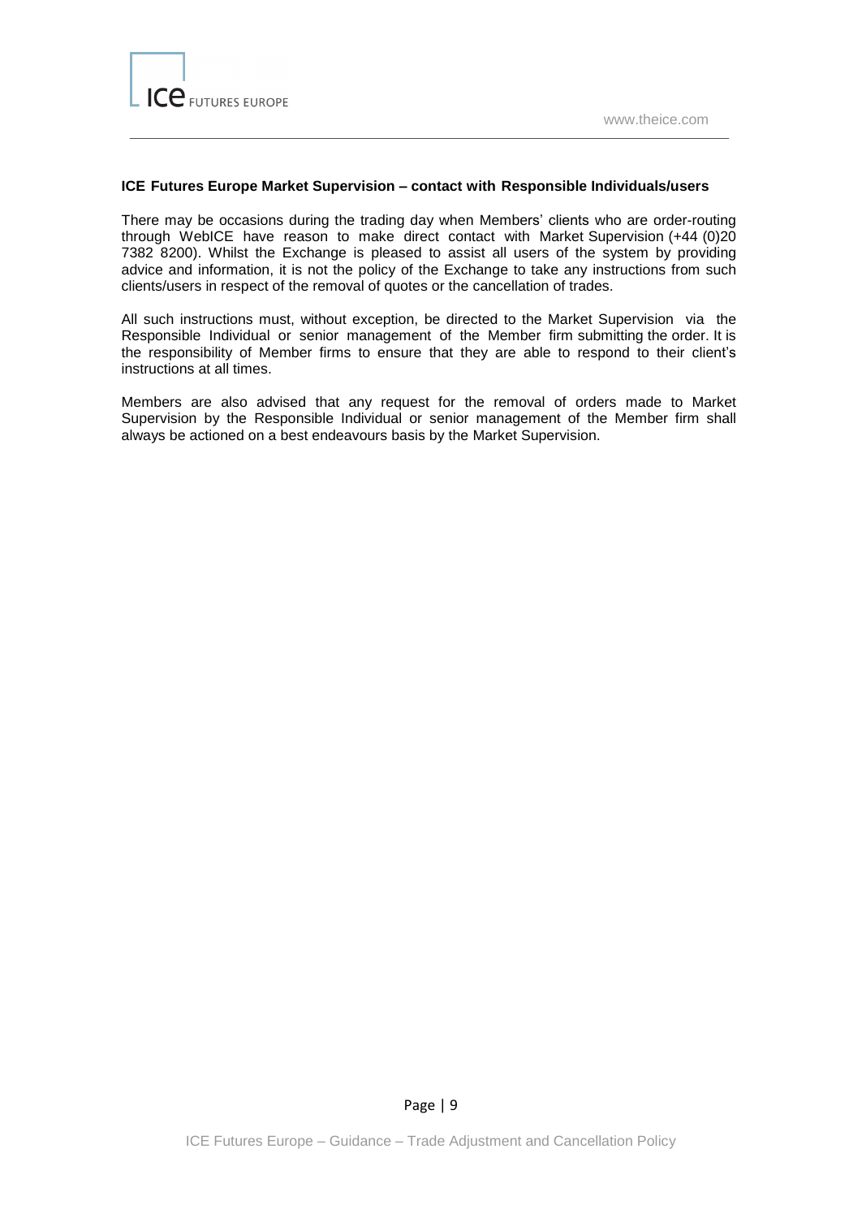**ICE Futures Europe Market Supervision – contact with Responsible Individuals/users**

There may be occasions during the trading day when Members' clients who are order-routing through WebICE have reason to make direct contact with Market Supervision (+44 (0)20 7382 8200). Whilst the Exchange is pleased to assist all users of the system by providing advice and information, it is not the policy of the Exchange to take any instructions from such clients/users in respect of the removal of quotes or the cancellation of trades.

All such instructions must, without exception, be directed to the Market Supervision via the Responsible Individual or senior management of the Member firm submitting the order. It is the responsibility of Member firms to ensure that they are able to respond to their client's instructions at all times.

Members are also advised that any request for the removal of orders made to Market Supervision by the Responsible Individual or senior management of the Member firm shall always be actioned on a best endeavours basis by the Market Supervision.